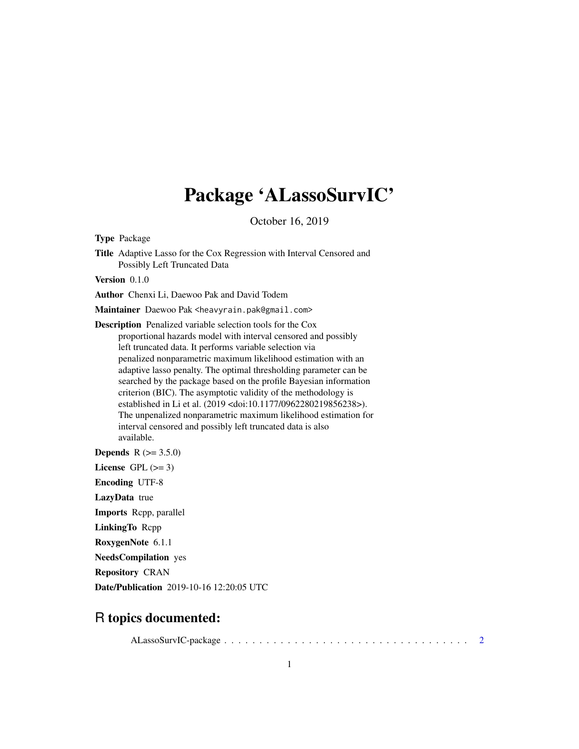# Package 'ALassoSurvIC'

October 16, 2019

**Type** Package

**Title** Adaptive Lasso for the Cox Regression with Interval Censored and Possibly Left Truncated Data

**Version** 0.1.0

**Author** Chenxi Li, Daewoo Pak and David Todem

**Maintainer** Daewoo Pak <heavyrain.pak@gmail.com>

**Description** Penalized variable selection tools for the Cox proportional hazards model with interval censored and possibly left truncated data. It performs variable selection via penalized nonparametric maximum likelihood estimation with an adaptive lasso penalty. The optimal thresholding parameter can be searched by the package based on the profile Bayesian information criterion (BIC). The asymptotic validity of the methodology is established in Li et al. (2019 <doi:10.1177/0962280219856238>). The unpenalized nonparametric maximum likelihood estimation for interval censored and possibly left truncated data is also available.

**Depends** R (>= 3.5.0)

**License** GPL (>= 3)

**Encoding** UTF-8

**LazyData** true

**Imports** Rcpp, parallel

**LinkingTo** Rcpp

**RoxygenNote** 6.1.1

**NeedsCompilation** yes

**Repository** CRAN

**Date/Publication** 2019-10-16 12:20:05 UTC

## R topics documented:

ALassoSurvIC-package . . . . . . . . . . . . . . . . . . . . . . . . . . . . . . . . . . . 2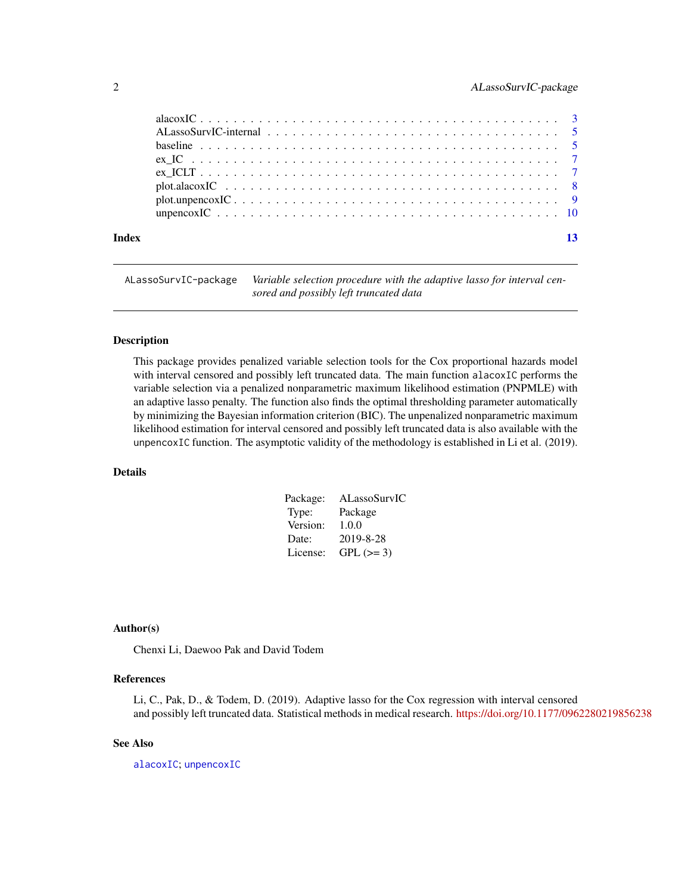| | |
|---|---|
| alacoxIC | 3 |
| ALassoSurvIC-internal | 5 |
| baseline | 5 |
| ex_IC | 7 |
| ex_ICLT | 7 |
| plot.alacoxIC | 8 |
| plot.unpencoxIC | 9 |
| unpencoxIC | 10 |
| **Index** | **13** |

---

ALassoSurvIC-package    *Variable selection procedure with the adaptive lasso for interval censored and possibly left truncated data*

---

## Description

This package provides penalized variable selection tools for the Cox proportional hazards model with interval censored and possibly left truncated data. The main function `alacoxIC` performs the variable selection via a penalized nonparametric maximum likelihood estimation (PNPMLE) with an adaptive lasso penalty. The function also finds the optimal thresholding parameter automatically by minimizing the Bayesian information criterion (BIC). The unpenalized nonparametric maximum likelihood estimation for interval censored and possibly left truncated data is also available with the `unpencoxIC` function. The asymptotic validity of the methodology is established in Li et al. (2019).

## Details

| | |
|---|---|
| Package: | ALassoSurvIC |
| Type: | Package |
| Version: | 1.0.0 |
| Date: | 2019-8-28 |
| License: | GPL (>= 3) |

## Author(s)

Chenxi Li, Daewoo Pak and David Todem

## References

Li, C., Pak, D., & Todem, D. (2019). Adaptive lasso for the Cox regression with interval censored and possibly left truncated data. Statistical methods in medical research. https://doi.org/10.1177/0962280219856238

## See Also

`alacoxIC`; `unpencoxIC`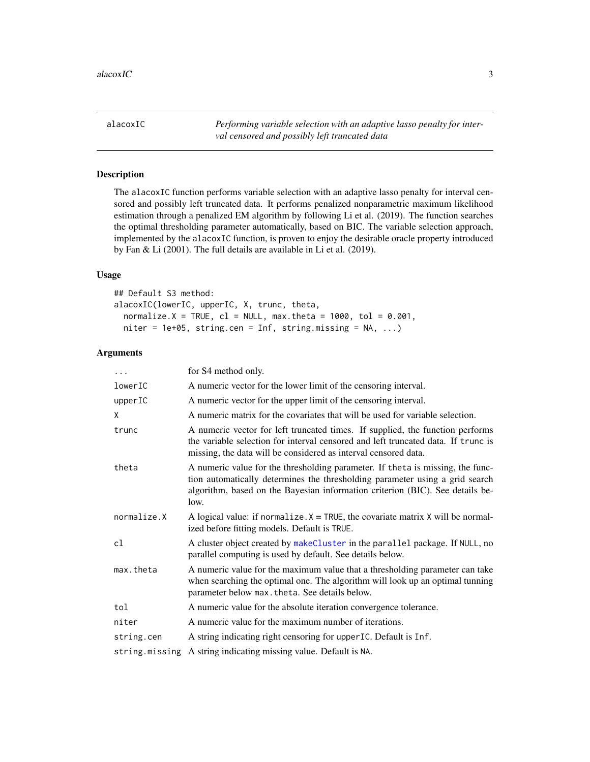# alacoxIC

*Performing variable selection with an adaptive lasso penalty for interval censored and possibly left truncated data*

## Description

The `alacoxIC` function performs variable selection with an adaptive lasso penalty for interval censored and possibly left truncated data. It performs penalized nonparametric maximum likelihood estimation through a penalized EM algorithm by following Li et al. (2019). The function searches the optimal thresholding parameter automatically, based on BIC. The variable selection approach, implemented by the `alacoxIC` function, is proven to enjoy the desirable oracle property introduced by Fan & Li (2001). The full details are available in Li et al. (2019).

## Usage

```
## Default S3 method:
alacoxIC(lowerIC, upperIC, X, trunc, theta,
  normalize.X = TRUE, cl = NULL, max.theta = 1000, tol = 0.001,
  niter = 1e+05, string.cen = Inf, string.missing = NA, ...)
```

## Arguments

| Argument | Description |
|---|---|
| `...` | for S4 method only. |
| `lowerIC` | A numeric vector for the lower limit of the censoring interval. |
| `upperIC` | A numeric vector for the upper limit of the censoring interval. |
| `X` | A numeric matrix for the covariates that will be used for variable selection. |
| `trunc` | A numeric vector for left truncated times. If supplied, the function performs the variable selection for interval censored and left truncated data. If `trunc` is missing, the data will be considered as interval censored data. |
| `theta` | A numeric value for the thresholding parameter. If `theta` is missing, the function automatically determines the thresholding parameter using a grid search algorithm, based on the Bayesian information criterion (BIC). See details below. |
| `normalize.X` | A logical value: if `normalize.X = TRUE`, the covariate matrix `X` will be normalized before fitting models. Default is `TRUE`. |
| `cl` | A cluster object created by `makeCluster` in the `parallel` package. If `NULL`, no parallel computing is used by default. See details below. |
| `max.theta` | A numeric value for the maximum value that a thresholding parameter can take when searching the optimal one. The algorithm will look up an optimal tunning parameter below `max.theta`. See details below. |
| `tol` | A numeric value for the absolute iteration convergence tolerance. |
| `niter` | A numeric value for the maximum number of iterations. |
| `string.cen` | A string indicating right censoring for `upperIC`. Default is `Inf`. |
| `string.missing` | A string indicating missing value. Default is `NA`. |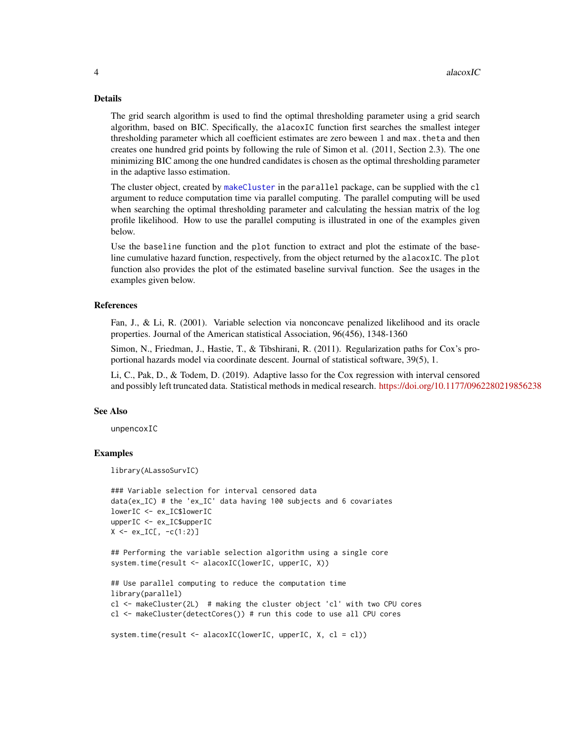### Details

The grid search algorithm is used to find the optimal thresholding parameter using a grid search algorithm, based on BIC. Specifically, the `alacoxIC` function first searches the smallest integer thresholding parameter which all coefficient estimates are zero beween 1 and `max.theta` and then creates one hundred grid points by following the rule of Simon et al. (2011, Section 2.3). The one minimizing BIC among the one hundred candidates is chosen as the optimal thresholding parameter in the adaptive lasso estimation.

The cluster object, created by `makeCluster` in the `parallel` package, can be supplied with the `cl` argument to reduce computation time via parallel computing. The parallel computing will be used when searching the optimal thresholding parameter and calculating the hessian matrix of the log profile likelihood. How to use the parallel computing is illustrated in one of the examples given below.

Use the `baseline` function and the `plot` function to extract and plot the estimate of the baseline cumulative hazard function, respectively, from the object returned by the `alacoxIC`. The `plot` function also provides the plot of the estimated baseline survival function. See the usages in the examples given below.

### References

Fan, J., & Li, R. (2001). Variable selection via nonconcave penalized likelihood and its oracle properties. Journal of the American statistical Association, 96(456), 1348-1360

Simon, N., Friedman, J., Hastie, T., & Tibshirani, R. (2011). Regularization paths for Cox's proportional hazards model via coordinate descent. Journal of statistical software, 39(5), 1.

Li, C., Pak, D., & Todem, D. (2019). Adaptive lasso for the Cox regression with interval censored and possibly left truncated data. Statistical methods in medical research. https://doi.org/10.1177/0962280219856238

### See Also

`unpencoxIC`

### Examples

```
library(ALassoSurvIC)

### Variable selection for interval censored data
data(ex_IC) # the 'ex_IC' data having 100 subjects and 6 covariates
lowerIC <- ex_IC$lowerIC
upperIC <- ex_IC$upperIC
X <- ex_IC[, -c(1:2)]

## Performing the variable selection algorithm using a single core
system.time(result <- alacoxIC(lowerIC, upperIC, X))

## Use parallel computing to reduce the computation time
library(parallel)
cl <- makeCluster(2L)  # making the cluster object 'cl' with two CPU cores
cl <- makeCluster(detectCores()) # run this code to use all CPU cores

system.time(result <- alacoxIC(lowerIC, upperIC, X, cl = cl))
```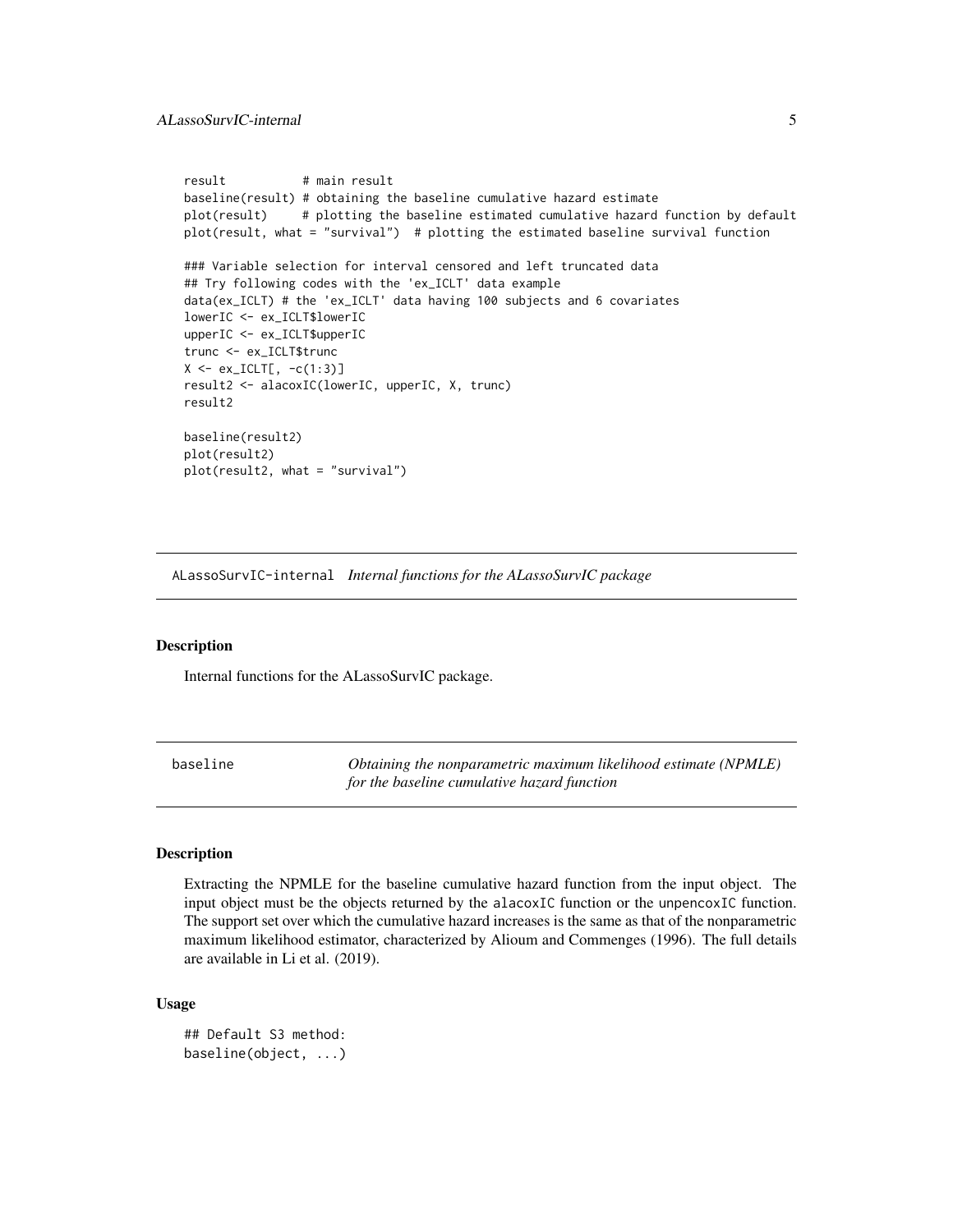```
result           # main result
baseline(result) # obtaining the baseline cumulative hazard estimate
plot(result)     # plotting the baseline estimated cumulative hazard function by default
plot(result, what = "survival")  # plotting the estimated baseline survival function

### Variable selection for interval censored and left truncated data
## Try following codes with the 'ex_ICLT' data example
data(ex_ICLT) # the 'ex_ICLT' data having 100 subjects and 6 covariates
lowerIC <- ex_ICLT$lowerIC
upperIC <- ex_ICLT$upperIC
trunc <- ex_ICLT$trunc
X <- ex_ICLT[, -c(1:3)]
result2 <- alacoxIC(lowerIC, upperIC, X, trunc)
result2

baseline(result2)
plot(result2)
plot(result2, what = "survival")
```

## ALassoSurvIC-internal *Internal functions for the ALassoSurvIC package*

### Description

Internal functions for the ALassoSurvIC package.

## baseline *Obtaining the nonparametric maximum likelihood estimate (NPMLE) for the baseline cumulative hazard function*

### Description

Extracting the NPMLE for the baseline cumulative hazard function from the input object. The input object must be the objects returned by the `alacoxIC` function or the `unpencoxIC` function. The support set over which the cumulative hazard increases is the same as that of the nonparametric maximum likelihood estimator, characterized by Alioum and Commenges (1996). The full details are available in Li et al. (2019).

### Usage

```
## Default S3 method:
baseline(object, ...)
```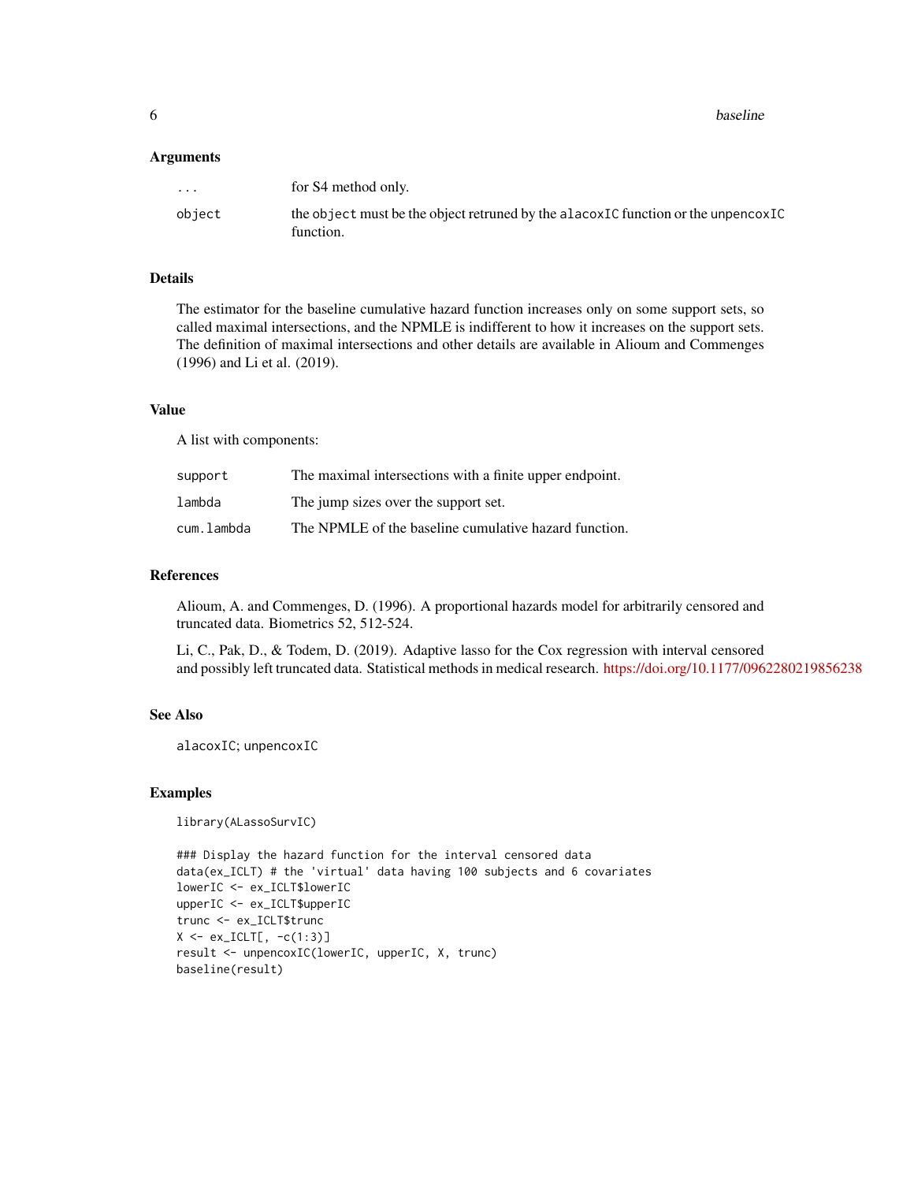### Arguments

| | |
|---|---|
| `...` | for S4 method only. |
| `object` | the `object` must be the object retruned by the `alacoxIC` function or the `unpencoxIC` function. |

### Details

The estimator for the baseline cumulative hazard function increases only on some support sets, so called maximal intersections, and the NPMLE is indifferent to how it increases on the support sets. The definition of maximal intersections and other details are available in Alioum and Commenges (1996) and Li et al. (2019).

### Value

A list with components:

| | |
|---|---|
| `support` | The maximal intersections with a finite upper endpoint. |
| `lambda` | The jump sizes over the support set. |
| `cum.lambda` | The NPMLE of the baseline cumulative hazard function. |

### References

Alioum, A. and Commenges, D. (1996). A proportional hazards model for arbitrarily censored and truncated data. Biometrics 52, 512-524.

Li, C., Pak, D., & Todem, D. (2019). Adaptive lasso for the Cox regression with interval censored and possibly left truncated data. Statistical methods in medical research. https://doi.org/10.1177/0962280219856238

### See Also

`alacoxIC`; `unpencoxIC`

### Examples

```
library(ALassoSurvIC)

### Display the hazard function for the interval censored data
data(ex_ICLT) # the 'virtual' data having 100 subjects and 6 covariates
lowerIC <- ex_ICLT$lowerIC
upperIC <- ex_ICLT$upperIC
trunc <- ex_ICLT$trunc
X <- ex_ICLT[, -c(1:3)]
result <- unpencoxIC(lowerIC, upperIC, X, trunc)
baseline(result)
```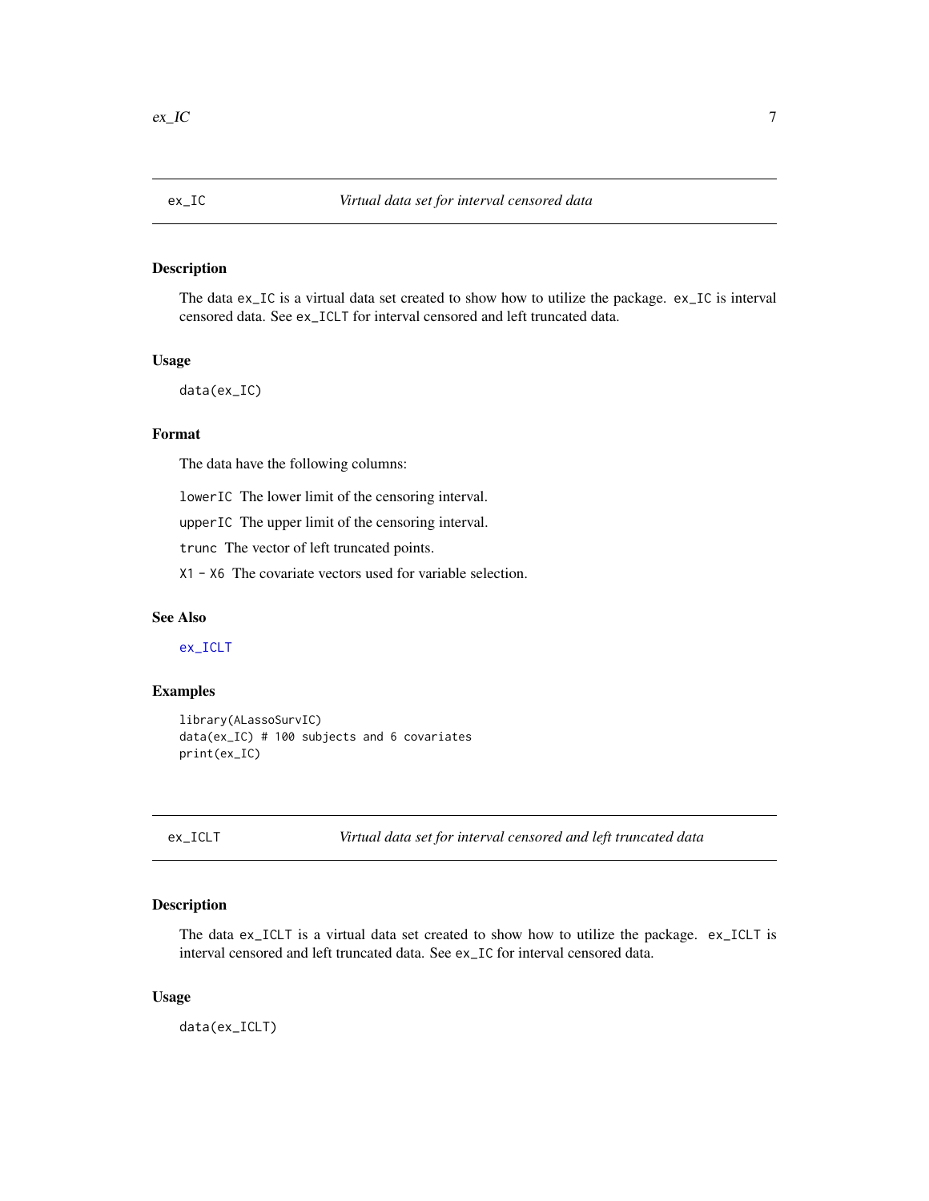## ex_IC *Virtual data set for interval censored data*

### Description

The data ex_IC is a virtual data set created to show how to utilize the package. ex_IC is interval censored data. See ex_ICLT for interval censored and left truncated data.

### Usage

```
data(ex_IC)
```

### Format

The data have the following columns:

lowerIC The lower limit of the censoring interval.

upperIC The upper limit of the censoring interval.

trunc The vector of left truncated points.

X1 - X6 The covariate vectors used for variable selection.

### See Also

ex_ICLT

### Examples

```
library(ALassoSurvIC)
data(ex_IC) # 100 subjects and 6 covariates
print(ex_IC)
```

## ex_ICLT *Virtual data set for interval censored and left truncated data*

### Description

The data ex_ICLT is a virtual data set created to show how to utilize the package. ex_ICLT is interval censored and left truncated data. See ex_IC for interval censored data.

### Usage

```
data(ex_ICLT)
```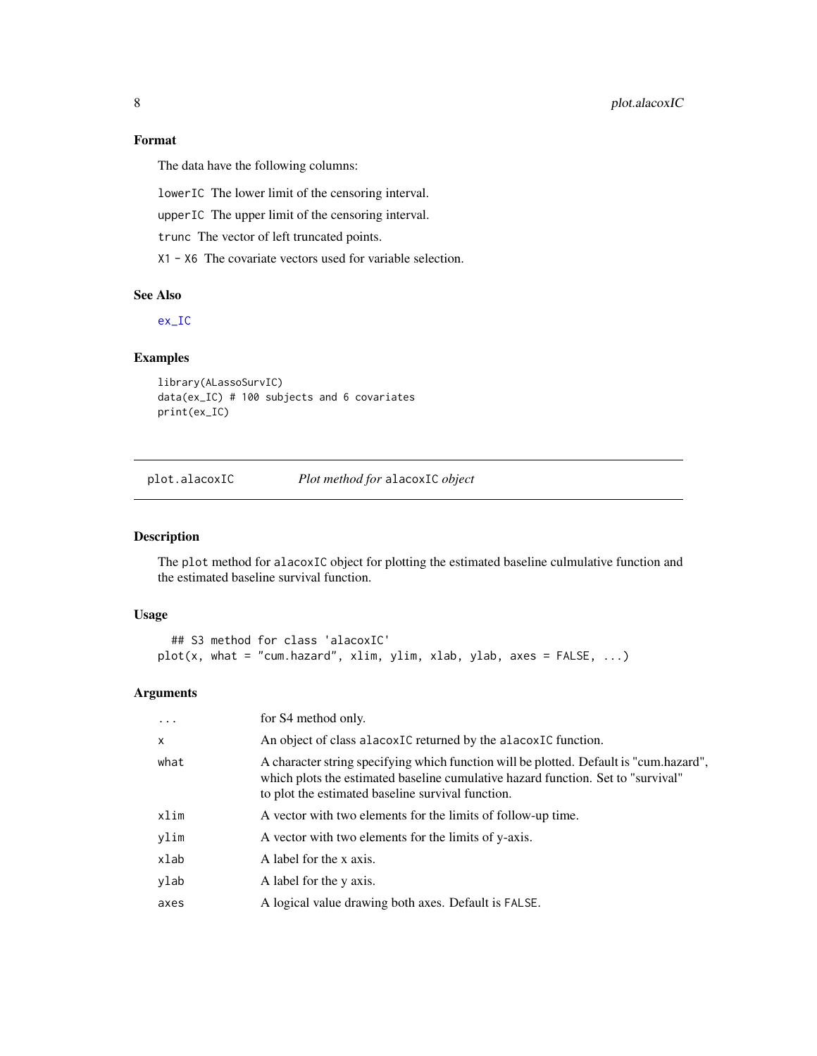## Format

The data have the following columns:

`lowerIC` The lower limit of the censoring interval.

`upperIC` The upper limit of the censoring interval.

`trunc` The vector of left truncated points.

`X1 - X6` The covariate vectors used for variable selection.

## See Also

ex_IC

## Examples

```
library(ALassoSurvIC)
data(ex_IC) # 100 subjects and 6 covariates
print(ex_IC)
```

---

# plot.alacoxIC — *Plot method for* `alacoxIC` *object*

## Description

The `plot` method for `alacoxIC` object for plotting the estimated baseline culmulative function and the estimated baseline survival function.

## Usage

```
  ## S3 method for class 'alacoxIC'
plot(x, what = "cum.hazard", xlim, ylim, xlab, ylab, axes = FALSE, ...)
```

## Arguments

| | |
|---|---|
| `...` | for S4 method only. |
| `x` | An object of class `alacoxIC` returned by the `alacoxIC` function. |
| `what` | A character string specifying which function will be plotted. Default is "cum.hazard", which plots the estimated baseline cumulative hazard function. Set to "survival" to plot the estimated baseline survival function. |
| `xlim` | A vector with two elements for the limits of follow-up time. |
| `ylim` | A vector with two elements for the limits of y-axis. |
| `xlab` | A label for the x axis. |
| `ylab` | A label for the y axis. |
| `axes` | A logical value drawing both axes. Default is `FALSE`. |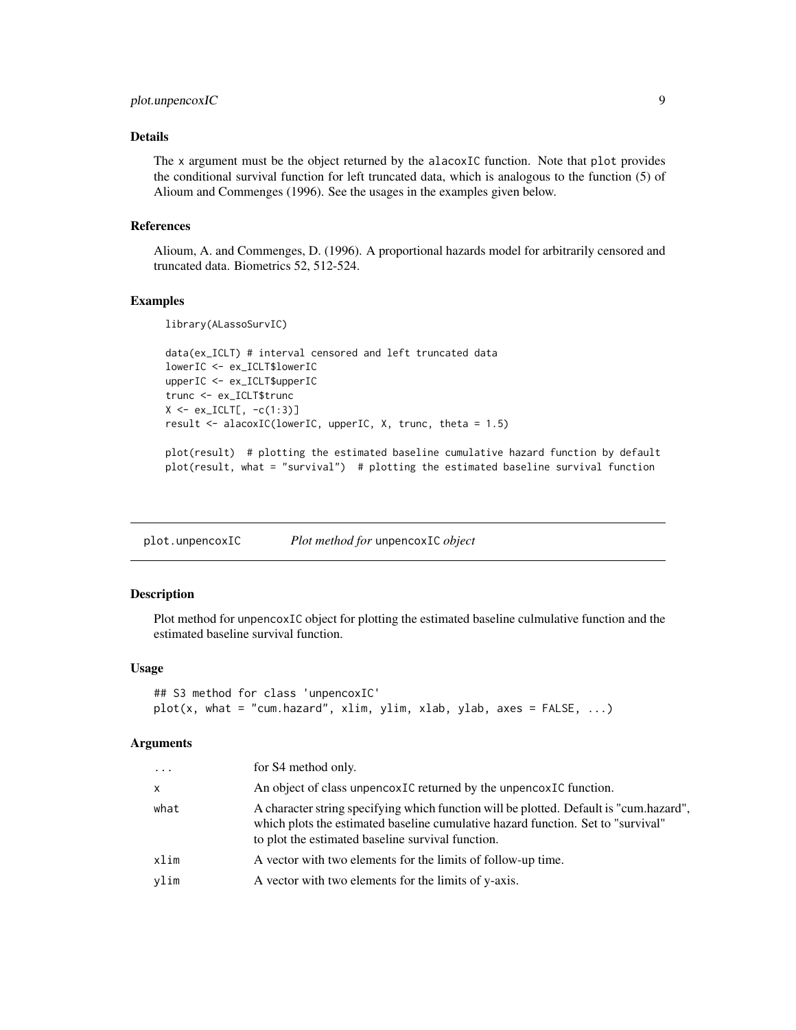### Details

The x argument must be the object returned by the alacoxIC function. Note that plot provides the conditional survival function for left truncated data, which is analogous to the function (5) of Alioum and Commenges (1996). See the usages in the examples given below.

### References

Alioum, A. and Commenges, D. (1996). A proportional hazards model for arbitrarily censored and truncated data. Biometrics 52, 512-524.

### Examples

```
library(ALassoSurvIC)

data(ex_ICLT) # interval censored and left truncated data
lowerIC <- ex_ICLT$lowerIC
upperIC <- ex_ICLT$upperIC
trunc <- ex_ICLT$trunc
X <- ex_ICLT[, -c(1:3)]
result <- alacoxIC(lowerIC, upperIC, X, trunc, theta = 1.5)

plot(result)  # plotting the estimated baseline cumulative hazard function by default
plot(result, what = "survival")  # plotting the estimated baseline survival function
```

---

## plot.unpencoxIC    *Plot method for* unpencoxIC *object*

### Description

Plot method for unpencoxIC object for plotting the estimated baseline culmulative function and the estimated baseline survival function.

### Usage

```
## S3 method for class 'unpencoxIC'
plot(x, what = "cum.hazard", xlim, ylim, xlab, ylab, axes = FALSE, ...)
```

### Arguments

| | |
|---|---|
| ... | for S4 method only. |
| x | An object of class unpencoxIC returned by the unpencoxIC function. |
| what | A character string specifying which function will be plotted. Default is "cum.hazard", which plots the estimated baseline cumulative hazard function. Set to "survival" to plot the estimated baseline survival function. |
| xlim | A vector with two elements for the limits of follow-up time. |
| ylim | A vector with two elements for the limits of y-axis. |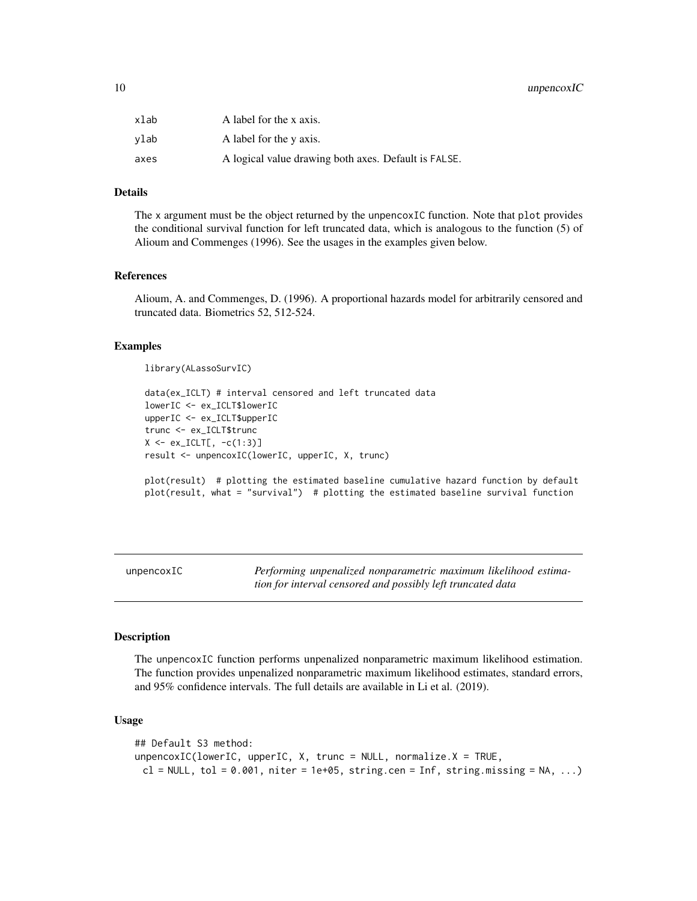| | |
|---|---|
| xlab | A label for the x axis. |
| ylab | A label for the y axis. |
| axes | A logical value drawing both axes. Default is FALSE. |

### Details

The x argument must be the object returned by the unpencoxIC function. Note that plot provides the conditional survival function for left truncated data, which is analogous to the function (5) of Alioum and Commenges (1996). See the usages in the examples given below.

### References

Alioum, A. and Commenges, D. (1996). A proportional hazards model for arbitrarily censored and truncated data. Biometrics 52, 512-524.

### Examples

```
library(ALassoSurvIC)

data(ex_ICLT) # interval censored and left truncated data
lowerIC <- ex_ICLT$lowerIC
upperIC <- ex_ICLT$upperIC
trunc <- ex_ICLT$trunc
X <- ex_ICLT[, -c(1:3)]
result <- unpencoxIC(lowerIC, upperIC, X, trunc)

plot(result)  # plotting the estimated baseline cumulative hazard function by default
plot(result, what = "survival")  # plotting the estimated baseline survival function
```

---

## unpencoxIC — *Performing unpenalized nonparametric maximum likelihood estimation for interval censored and possibly left truncated data*

---

### Description

The unpencoxIC function performs unpenalized nonparametric maximum likelihood estimation. The function provides unpenalized nonparametric maximum likelihood estimates, standard errors, and 95% confidence intervals. The full details are available in Li et al. (2019).

### Usage

```
## Default S3 method:
unpencoxIC(lowerIC, upperIC, X, trunc = NULL, normalize.X = TRUE,
  cl = NULL, tol = 0.001, niter = 1e+05, string.cen = Inf, string.missing = NA, ...)
```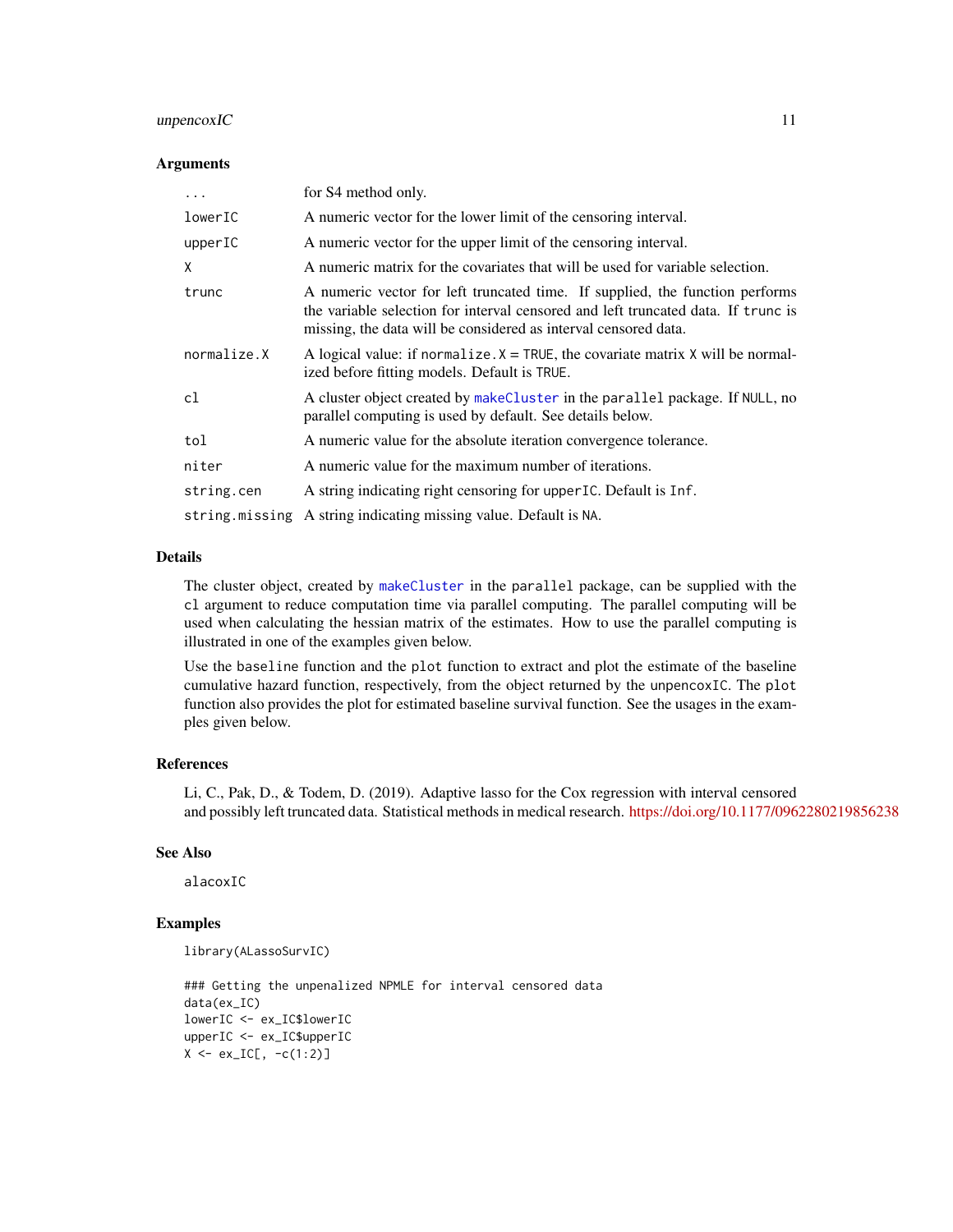### Arguments

| | |
|---|---|
| `...` | for S4 method only. |
| `lowerIC` | A numeric vector for the lower limit of the censoring interval. |
| `upperIC` | A numeric vector for the upper limit of the censoring interval. |
| `X` | A numeric matrix for the covariates that will be used for variable selection. |
| `trunc` | A numeric vector for left truncated time. If supplied, the function performs the variable selection for interval censored and left truncated data. If `trunc` is missing, the data will be considered as interval censored data. |
| `normalize.X` | A logical value: if `normalize.X = TRUE`, the covariate matrix `X` will be normalized before fitting models. Default is `TRUE`. |
| `cl` | A cluster object created by `makeCluster` in the `parallel` package. If `NULL`, no parallel computing is used by default. See details below. |
| `tol` | A numeric value for the absolute iteration convergence tolerance. |
| `niter` | A numeric value for the maximum number of iterations. |
| `string.cen` | A string indicating right censoring for `upperIC`. Default is `Inf`. |
| `string.missing` | A string indicating missing value. Default is `NA`. |

### Details

The cluster object, created by `makeCluster` in the `parallel` package, can be supplied with the `cl` argument to reduce computation time via parallel computing. The parallel computing will be used when calculating the hessian matrix of the estimates. How to use the parallel computing is illustrated in one of the examples given below.

Use the `baseline` function and the `plot` function to extract and plot the estimate of the baseline cumulative hazard function, respectively, from the object returned by the `unpencoxIC`. The `plot` function also provides the plot for estimated baseline survival function. See the usages in the examples given below.

### References

Li, C., Pak, D., & Todem, D. (2019). Adaptive lasso for the Cox regression with interval censored and possibly left truncated data. Statistical methods in medical research. https://doi.org/10.1177/0962280219856238

### See Also

`alacoxIC`

### Examples

```
library(ALassoSurvIC)

### Getting the unpenalized NPMLE for interval censored data
data(ex_IC)
lowerIC <- ex_IC$lowerIC
upperIC <- ex_IC$upperIC
X <- ex_IC[, -c(1:2)]
```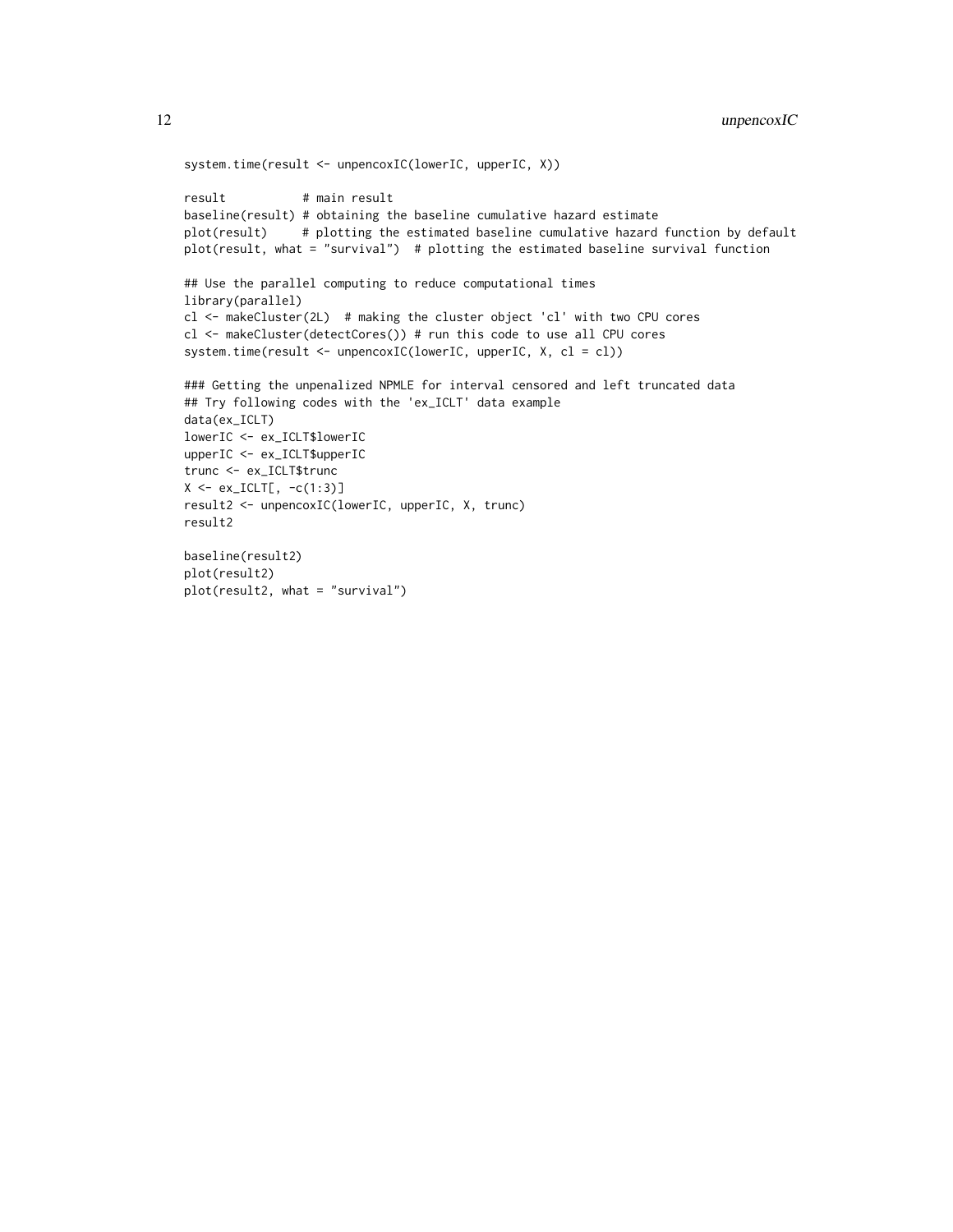```
system.time(result <- unpencoxIC(lowerIC, upperIC, X))

result           # main result
baseline(result) # obtaining the baseline cumulative hazard estimate
plot(result)     # plotting the estimated baseline cumulative hazard function by default
plot(result, what = "survival")  # plotting the estimated baseline survival function

## Use the parallel computing to reduce computational times
library(parallel)
cl <- makeCluster(2L)  # making the cluster object 'cl' with two CPU cores
cl <- makeCluster(detectCores()) # run this code to use all CPU cores
system.time(result <- unpencoxIC(lowerIC, upperIC, X, cl = cl))

### Getting the unpenalized NPMLE for interval censored and left truncated data
## Try following codes with the 'ex_ICLT' data example
data(ex_ICLT)
lowerIC <- ex_ICLT$lowerIC
upperIC <- ex_ICLT$upperIC
trunc <- ex_ICLT$trunc
X <- ex_ICLT[, -c(1:3)]
result2 <- unpencoxIC(lowerIC, upperIC, X, trunc)
result2

baseline(result2)
plot(result2)
plot(result2, what = "survival")
```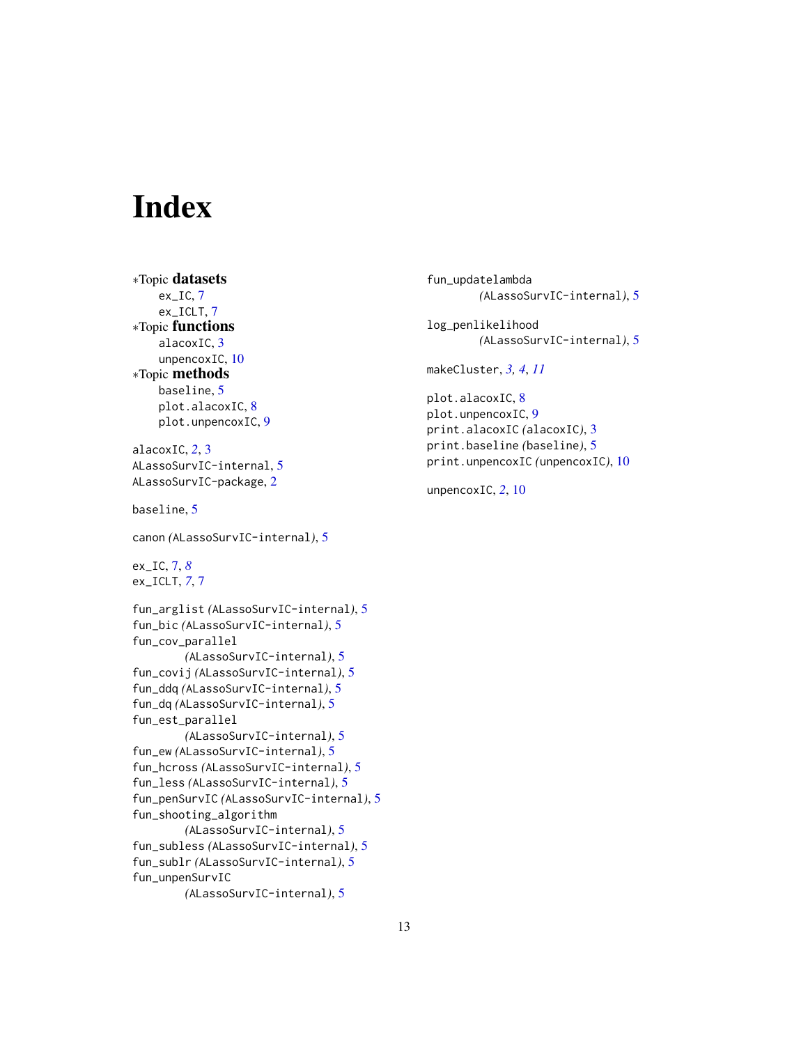# Index

∗Topic **datasets**
- ex_IC, 7
- ex_ICLT, 7

∗Topic **functions**
- alacoxIC, 3
- unpencoxIC, 10

∗Topic **methods**
- baseline, 5
- plot.alacoxIC, 8
- plot.unpencoxIC, 9

alacoxIC, *2*, 3
ALassoSurvIC-internal, 5
ALassoSurvIC-package, 2

baseline, 5

canon *(*ALassoSurvIC-internal*)*, 5

ex_IC, 7, *8*
ex_ICLT, *7*, 7

fun_arglist *(*ALassoSurvIC-internal*)*, 5
fun_bic *(*ALassoSurvIC-internal*)*, 5
fun_cov_parallel *(*ALassoSurvIC-internal*)*, 5
fun_covij *(*ALassoSurvIC-internal*)*, 5
fun_ddq *(*ALassoSurvIC-internal*)*, 5
fun_dq *(*ALassoSurvIC-internal*)*, 5
fun_est_parallel *(*ALassoSurvIC-internal*)*, 5
fun_ew *(*ALassoSurvIC-internal*)*, 5
fun_hcross *(*ALassoSurvIC-internal*)*, 5
fun_less *(*ALassoSurvIC-internal*)*, 5
fun_penSurvIC *(*ALassoSurvIC-internal*)*, 5
fun_shooting_algorithm *(*ALassoSurvIC-internal*)*, 5
fun_subless *(*ALassoSurvIC-internal*)*, 5
fun_sublr *(*ALassoSurvIC-internal*)*, 5
fun_unpenSurvIC *(*ALassoSurvIC-internal*)*, 5
fun_updatelambda *(*ALassoSurvIC-internal*)*, 5

log_penlikelihood *(*ALassoSurvIC-internal*)*, 5

makeCluster, *3*, *4*, *11*

plot.alacoxIC, 8
plot.unpencoxIC, 9
print.alacoxIC *(*alacoxIC*)*, 3
print.baseline *(*baseline*)*, 5
print.unpencoxIC *(*unpencoxIC*)*, 10

unpencoxIC, *2*, 10